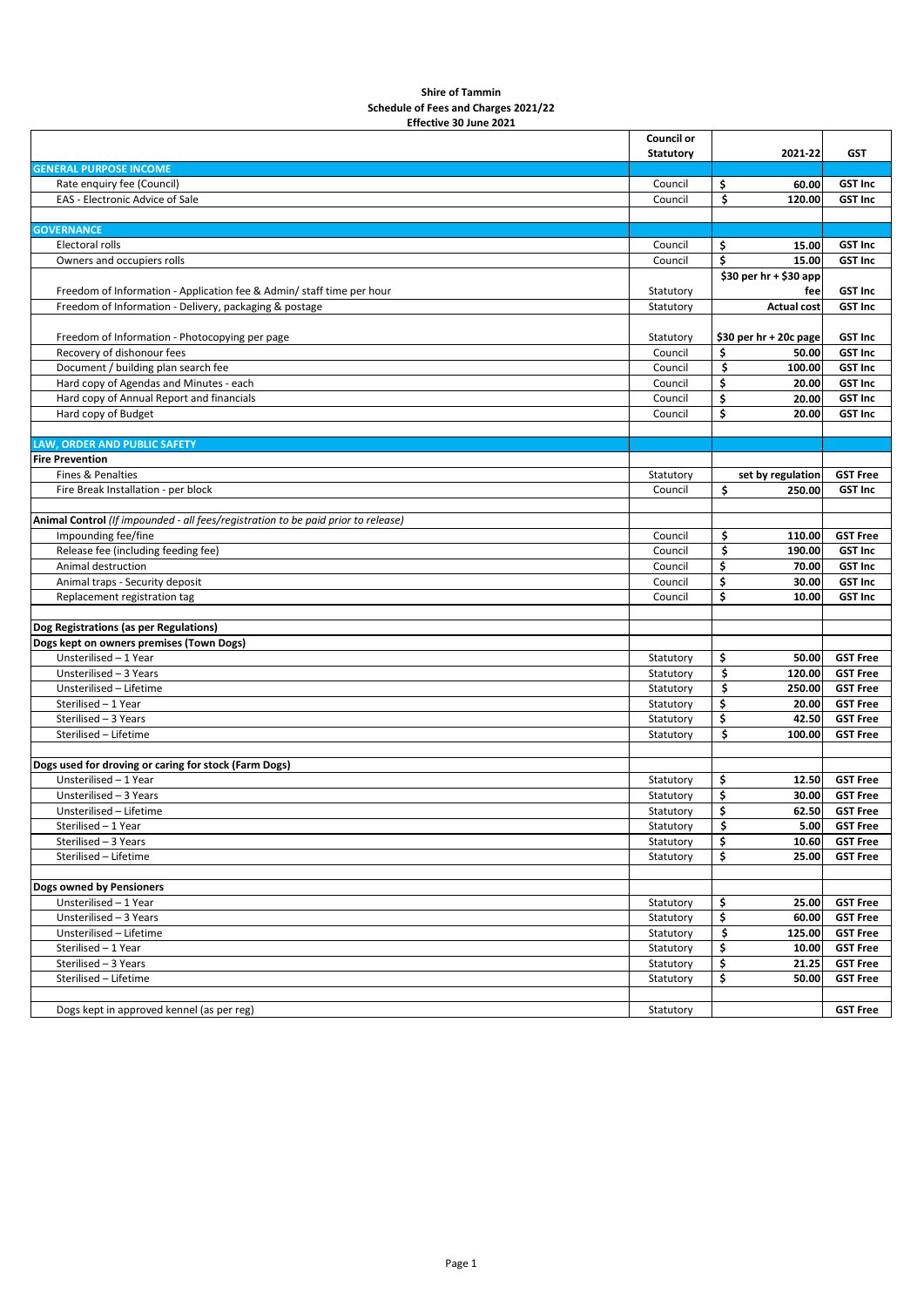**Shire of Tammin**
**Schedule of Fees and Charges 2021/22**
**Effective 30 June 2021**

| | Council or Statutory | 2021-22 | GST |
|---|---|---|---|
| **GENERAL PURPOSE INCOME** | | | |
| Rate enquiry fee (Council) | Council | $ 60.00 | GST Inc |
| EAS - Electronic Advice of Sale | Council | $ 120.00 | GST Inc |
| | | | |
| **GOVERNANCE** | | | |
| Electoral rolls | Council | $ 15.00 | GST Inc |
| Owners and occupiers rolls | Council | $ 15.00 | GST Inc |
| Freedom of Information - Application fee & Admin/ staff time per hour | Statutory | $30 per hr + $30 app fee | GST Inc |
| Freedom of Information - Delivery, packaging & postage | Statutory | Actual cost | GST Inc |
| Freedom of Information - Photocopying per page | Statutory | $30 per hr + 20c page | GST Inc |
| Recovery of dishonour fees | Council | $ 50.00 | GST Inc |
| Document / building plan search fee | Council | $ 100.00 | GST Inc |
| Hard copy of Agendas and Minutes - each | Council | $ 20.00 | GST Inc |
| Hard copy of Annual Report and financials | Council | $ 20.00 | GST Inc |
| Hard copy of Budget | Council | $ 20.00 | GST Inc |
| | | | |
| **LAW, ORDER AND PUBLIC SAFETY** | | | |
| **Fire Prevention** | | | |
| Fines & Penalties | Statutory | set by regulation | GST Free |
| Fire Break Installation - per block | Council | $ 250.00 | GST Inc |
| | | | |
| **Animal Control** *(If impounded - all fees/registration to be paid prior to release)* | | | |
| Impounding fee/fine | Council | $ 110.00 | GST Free |
| Release fee (including feeding fee) | Council | $ 190.00 | GST Inc |
| Animal destruction | Council | $ 70.00 | GST Inc |
| Animal traps - Security deposit | Council | $ 30.00 | GST Inc |
| Replacement registration tag | Council | $ 10.00 | GST Inc |
| | | | |
| **Dog Registrations (as per Regulations)** | | | |
| **Dogs kept on owners premises (Town Dogs)** | | | |
| Unsterilised – 1 Year | Statutory | $ 50.00 | GST Free |
| Unsterilised – 3 Years | Statutory | $ 120.00 | GST Free |
| Unsterilised – Lifetime | Statutory | $ 250.00 | GST Free |
| Sterilised – 1 Year | Statutory | $ 20.00 | GST Free |
| Sterilised – 3 Years | Statutory | $ 42.50 | GST Free |
| Sterilised – Lifetime | Statutory | $ 100.00 | GST Free |
| | | | |
| **Dogs used for droving or caring for stock (Farm Dogs)** | | | |
| Unsterilised – 1 Year | Statutory | $ 12.50 | GST Free |
| Unsterilised – 3 Years | Statutory | $ 30.00 | GST Free |
| Unsterilised – Lifetime | Statutory | $ 62.50 | GST Free |
| Sterilised – 1 Year | Statutory | $ 5.00 | GST Free |
| Sterilised – 3 Years | Statutory | $ 10.60 | GST Free |
| Sterilised – Lifetime | Statutory | $ 25.00 | GST Free |
| | | | |
| **Dogs owned by Pensioners** | | | |
| Unsterilised – 1 Year | Statutory | $ 25.00 | GST Free |
| Unsterilised – 3 Years | Statutory | $ 60.00 | GST Free |
| Unsterilised – Lifetime | Statutory | $ 125.00 | GST Free |
| Sterilised – 1 Year | Statutory | $ 10.00 | GST Free |
| Sterilised – 3 Years | Statutory | $ 21.25 | GST Free |
| Sterilised – Lifetime | Statutory | $ 50.00 | GST Free |
| | | | |
| Dogs kept in approved kennel (as per reg) | Statutory | | GST Free |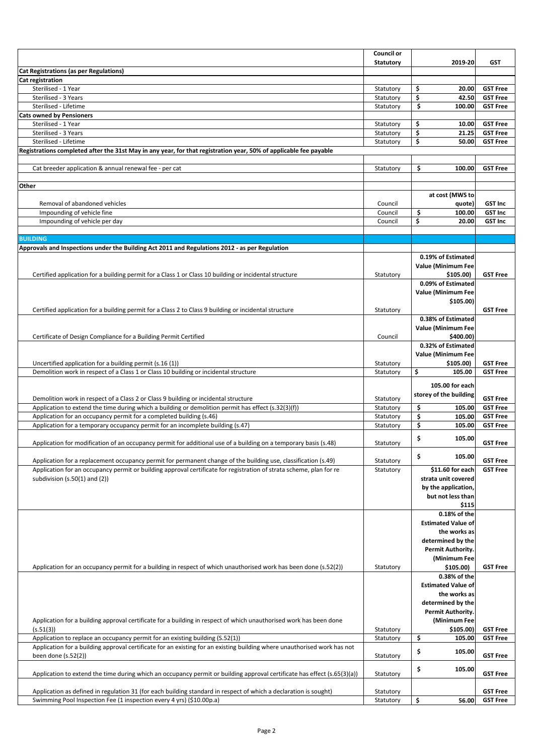| | Council or Statutory | 2019-20 | GST |
|---|---|---|---|
| **Cat Registrations (as per Regulations)** | | | |
| **Cat registration** | | | |
| Sterilised - 1 Year | Statutory | $ 20.00 | **GST Free** |
| Sterilised - 3 Years | Statutory | $ 42.50 | **GST Free** |
| Sterilised - Lifetime | Statutory | $ 100.00 | **GST Free** |
| **Cats owned by Pensioners** | | | |
| Sterilised - 1 Year | Statutory | $ 10.00 | **GST Free** |
| Sterilised - 3 Years | Statutory | $ 21.25 | **GST Free** |
| Sterilised - Lifetime | Statutory | $ 50.00 | **GST Free** |
| **Registrations completed after the 31st May in any year, for that registration year, 50% of applicable fee payable** | | | |
| | | | |
| Cat breeder application & annual renewal fee - per cat | Statutory | $ 100.00 | **GST Free** |
| | | | |
| **Other** | | | |
| Removal of abandoned vehicles | Council | **at cost (MWS to quote)** | **GST Inc** |
| Impounding of vehicle fine | Council | $ 100.00 | **GST Inc** |
| Impounding of vehicle per day | Council | $ 20.00 | **GST Inc** |
| | | | |
| **BUILDING** | | | |
| **Approvals and Inspections under the Building Act 2011 and Regulations 2012 - as per Regulation** | | | |
| Certified application for a building permit for a Class 1 or Class 10 building or incidental structure | Statutory | **0.19% of Estimated Value (Minimum Fee $105.00)** | **GST Free** |
| Certified application for a building permit for a Class 2 to Class 9 building or incidental structure | Statutory | **0.09% of Estimated Value (Minimum Fee $105.00)** | **GST Free** |
| Certificate of Design Compliance for a Building Permit Certified | Council | **0.38% of Estimated Value (Minimum Fee $400.00)** | |
| Uncertified application for a building permit (s.16 (1)) | Statutory | **0.32% of Estimated Value (Minimum Fee $105.00)** | **GST Free** |
| Demolition work in respect of a Class 1 or Class 10 building or incidental structure | Statutory | $ 105.00 | **GST Free** |
| Demolition work in respect of a Class 2 or Class 9 building or incidental structure | Statutory | **105.00 for each storey of the building** | **GST Free** |
| Application to extend the time during which a building or demolition permit has effect (s.32(3)(f)) | Statutory | $ 105.00 | **GST Free** |
| Application for an occupancy permit for a completed building (s.46) | Statutory | $ 105.00 | **GST Free** |
| Application for a temporary occupancy permit for an incomplete building (s.47) | Statutory | $ 105.00 | **GST Free** |
| Application for modification of an occupancy permit for additional use of a building on a temporary basis (s.48) | Statutory | $ 105.00 | **GST Free** |
| Application for a replacement occupancy permit for permanent change of the building use, classification (s.49) | Statutory | $ 105.00 | **GST Free** |
| Application for an occupancy permit or building approval certificate for registration of strata scheme, plan for re subdivision (s.50(1) and (2)) | Statutory | **$11.60 for each strata unit covered by the application, but not less than $115** | **GST Free** |
| Application for an occupancy permit for a building in respect of which unauthorised work has been done (s.52(2)) | Statutory | **0.18% of the Estimated Value of the works as determined by the Permit Authority. (Minimum Fee $105.00)** | **GST Free** |
| Application for a building approval certificate for a building in respect of which unauthorised work has been done (s.51(3)) | Statutory | **0.38% of the Estimated Value of the works as determined by the Permit Authority. (Minimum Fee $105.00)** | **GST Free** |
| Application to replace an occupancy permit for an existing building (S.52(1)) | Statutory | $ 105.00 | **GST Free** |
| Application for a building approval certificate for an existing for an existing building where unauthorised work has not been done (s.52(2)) | Statutory | $ 105.00 | **GST Free** |
| Application to extend the time during which an occupancy permit or building approval certificate has effect (s.65(3)(a)) | Statutory | $ 105.00 | **GST Free** |
| Application as defined in regulation 31 (for each building standard in respect of which a declaration is sought) | Statutory | | **GST Free** |
| Swimming Pool Inspection Fee (1 inspection every 4 yrs) ($10.00p.a) | Statutory | $ 56.00 | **GST Free** |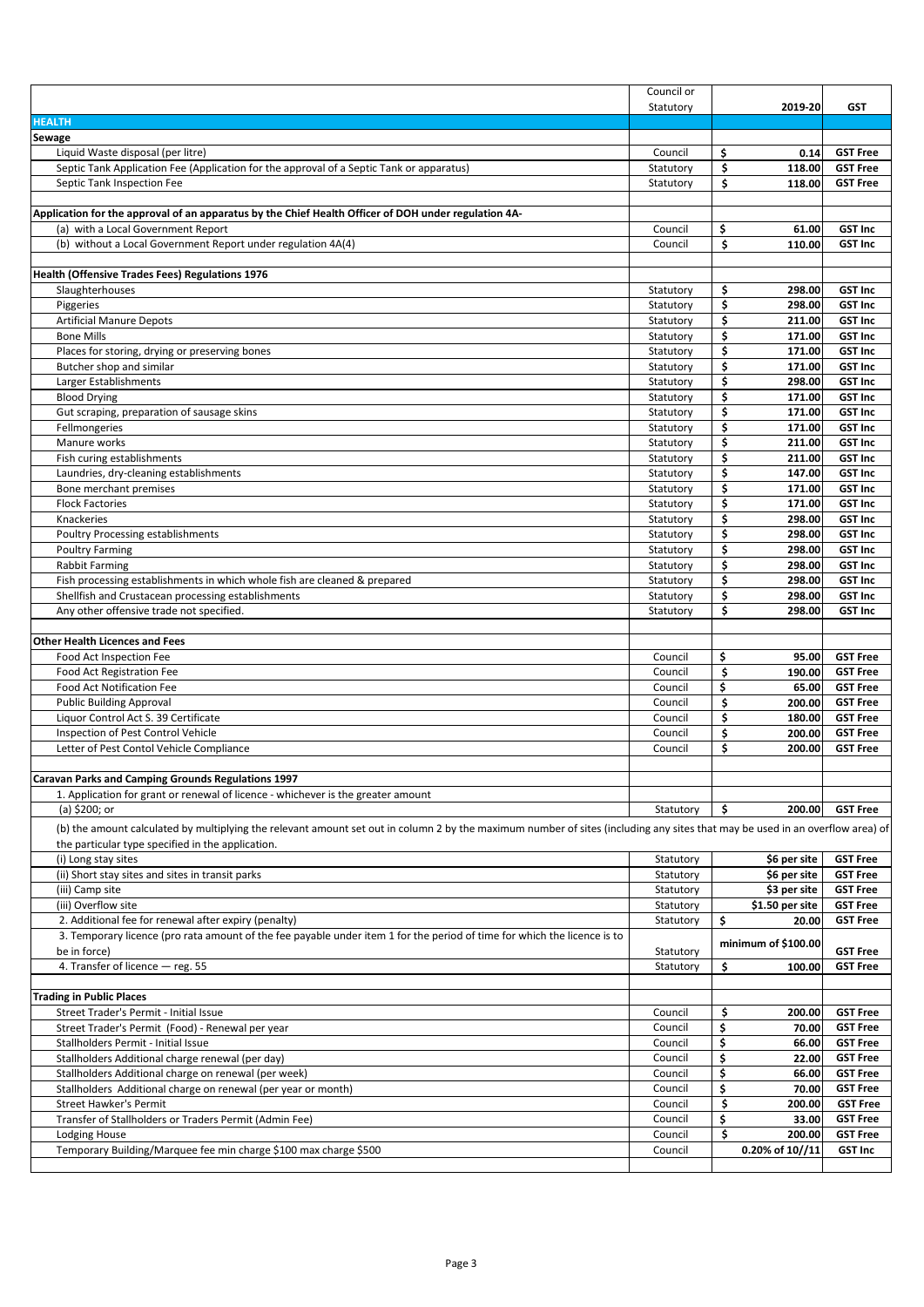|  | Council or Statutory | 2019-20 | GST |
|---|---|---|---|
| **HEALTH** |  |  |  |
| **Sewage** |  |  |  |
| Liquid Waste disposal (per litre) | Council | $ 0.14 | GST Free |
| Septic Tank Application Fee (Application for the approval of a Septic Tank or apparatus) | Statutory | $ 118.00 | GST Free |
| Septic Tank Inspection Fee | Statutory | $ 118.00 | GST Free |
|  |  |  |  |
| **Application for the approval of an apparatus by the Chief Health Officer of DOH under regulation 4A-** |  |  |  |
| (a) with a Local Government Report | Council | $ 61.00 | GST Inc |
| (b) without a Local Government Report under regulation 4A(4) | Council | $ 110.00 | GST Inc |
|  |  |  |  |
| **Health (Offensive Trades Fees) Regulations 1976** |  |  |  |
| Slaughterhouses | Statutory | $ 298.00 | GST Inc |
| Piggeries | Statutory | $ 298.00 | GST Inc |
| Artificial Manure Depots | Statutory | $ 211.00 | GST Inc |
| Bone Mills | Statutory | $ 171.00 | GST Inc |
| Places for storing, drying or preserving bones | Statutory | $ 171.00 | GST Inc |
| Butcher shop and similar | Statutory | $ 171.00 | GST Inc |
| Larger Establishments | Statutory | $ 298.00 | GST Inc |
| Blood Drying | Statutory | $ 171.00 | GST Inc |
| Gut scraping, preparation of sausage skins | Statutory | $ 171.00 | GST Inc |
| Fellmongeries | Statutory | $ 171.00 | GST Inc |
| Manure works | Statutory | $ 211.00 | GST Inc |
| Fish curing establishments | Statutory | $ 211.00 | GST Inc |
| Laundries, dry-cleaning establishments | Statutory | $ 147.00 | GST Inc |
| Bone merchant premises | Statutory | $ 171.00 | GST Inc |
| Flock Factories | Statutory | $ 171.00 | GST Inc |
| Knackeries | Statutory | $ 298.00 | GST Inc |
| Poultry Processing establishments | Statutory | $ 298.00 | GST Inc |
| Poultry Farming | Statutory | $ 298.00 | GST Inc |
| Rabbit Farming | Statutory | $ 298.00 | GST Inc |
| Fish processing establishments in which whole fish are cleaned & prepared | Statutory | $ 298.00 | GST Inc |
| Shellfish and Crustacean processing establishments | Statutory | $ 298.00 | GST Inc |
| Any other offensive trade not specified. | Statutory | $ 298.00 | GST Inc |
|  |  |  |  |
| **Other Health Licences and Fees** |  |  |  |
| Food Act Inspection Fee | Council | $ 95.00 | GST Free |
| Food Act Registration Fee | Council | $ 190.00 | GST Free |
| Food Act Notification Fee | Council | $ 65.00 | GST Free |
| Public Building Approval | Council | $ 200.00 | GST Free |
| Liquor Control Act S. 39 Certificate | Council | $ 180.00 | GST Free |
| Inspection of Pest Control Vehicle | Council | $ 200.00 | GST Free |
| Letter of Pest Contol Vehicle Compliance | Council | $ 200.00 | GST Free |
|  |  |  |  |
| **Caravan Parks and Camping Grounds Regulations 1997** |  |  |  |
| 1. Application for grant or renewal of licence - whichever is the greater amount |  |  |  |
| (a) $200; or | Statutory | $ 200.00 | GST Free |
| (b) the amount calculated by multiplying the relevant amount set out in column 2 by the maximum number of sites (including any sites that may be used in an overflow area) of the particular type specified in the application. |  |  |  |
| (i) Long stay sites | Statutory | $6 per site | GST Free |
| (ii) Short stay sites and sites in transit parks | Statutory | $6 per site | GST Free |
| (iii) Camp site | Statutory | $3 per site | GST Free |
| (iii) Overflow site | Statutory | $1.50 per site | GST Free |
| 2. Additional fee for renewal after expiry (penalty) | Statutory | $ 20.00 | GST Free |
| 3. Temporary licence (pro rata amount of the fee payable under item 1 for the period of time for which the licence is to be in force) | Statutory | minimum of $100.00 | GST Free |
| 4. Transfer of licence — reg. 55 | Statutory | $ 100.00 | GST Free |
|  |  |  |  |
| **Trading in Public Places** |  |  |  |
| Street Trader's Permit - Initial Issue | Council | $ 200.00 | GST Free |
| Street Trader's Permit (Food) - Renewal per year | Council | $ 70.00 | GST Free |
| Stallholders Permit - Initial Issue | Council | $ 66.00 | GST Free |
| Stallholders Additional charge renewal (per day) | Council | $ 22.00 | GST Free |
| Stallholders Additional charge on renewal (per week) | Council | $ 66.00 | GST Free |
| Stallholders Additional charge on renewal (per year or month) | Council | $ 70.00 | GST Free |
| Street Hawker's Permit | Council | $ 200.00 | GST Free |
| Transfer of Stallholders or Traders Permit (Admin Fee) | Council | $ 33.00 | GST Free |
| Lodging House | Council | $ 200.00 | GST Free |
| Temporary Building/Marquee fee min charge $100 max charge $500 | Council | 0.20% of 10//11 | GST Inc |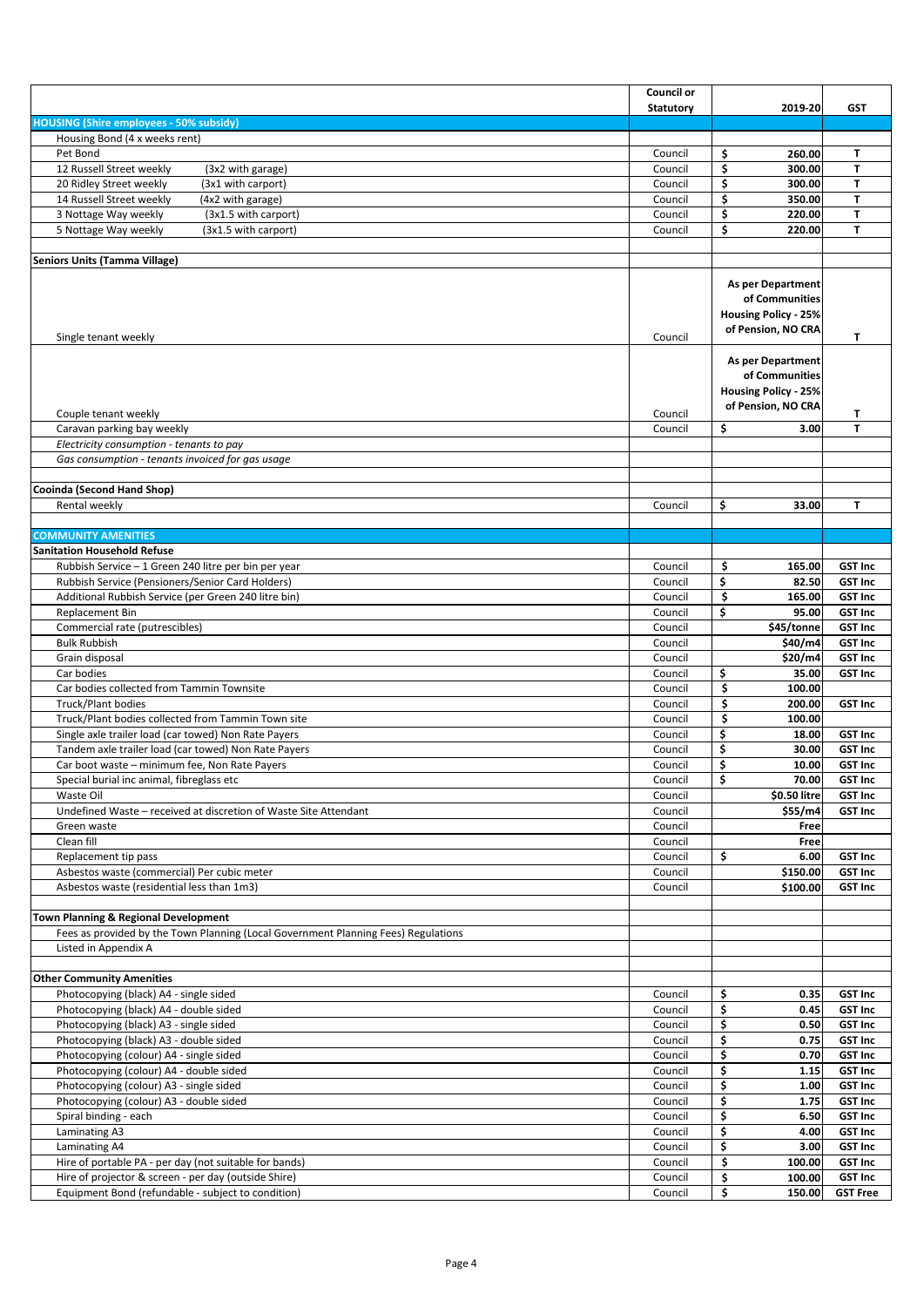| | Council or Statutory | 2019-20 | GST |
|---|---|---|---|
| **HOUSING (Shire employees - 50% subsidy)** | | | |
| Housing Bond (4 x weeks rent) | | | |
| Pet Bond | Council | $ 260.00 | T |
| 12 Russell Street weekly (3x2 with garage) | Council | $ 300.00 | T |
| 20 Ridley Street weekly (3x1 with carport) | Council | $ 300.00 | T |
| 14 Russell Street weekly (4x2 with garage) | Council | $ 350.00 | T |
| 3 Nottage Way weekly (3x1.5 with carport) | Council | $ 220.00 | T |
| 5 Nottage Way weekly (3x1.5 with carport) | Council | $ 220.00 | T |
| | | | |
| **Seniors Units (Tamma Village)** | | | |
| Single tenant weekly | Council | **As per Department of Communities Housing Policy - 25% of Pension, NO CRA** | T |
| Couple tenant weekly | Council | **As per Department of Communities Housing Policy - 25% of Pension, NO CRA** | T |
| Caravan parking bay weekly | Council | $ 3.00 | T |
| *Electricity consumption - tenants to pay* | | | |
| *Gas consumption - tenants invoiced for gas usage* | | | |
| | | | |
| **Cooinda (Second Hand Shop)** | | | |
| Rental weekly | Council | $ 33.00 | T |
| | | | |
| **COMMUNITY AMENITIES** | | | |
| **Sanitation Household Refuse** | | | |
| Rubbish Service – 1 Green 240 litre per bin per year | Council | $ 165.00 | GST Inc |
| Rubbish Service (Pensioners/Senior Card Holders) | Council | $ 82.50 | GST Inc |
| Additional Rubbish Service (per Green 240 litre bin) | Council | $ 165.00 | GST Inc |
| Replacement Bin | Council | $ 95.00 | GST Inc |
| Commercial rate (putrescibles) | Council | $45/tonne | GST Inc |
| Bulk Rubbish | Council | $40/m4 | GST Inc |
| Grain disposal | Council | $20/m4 | GST Inc |
| Car bodies | Council | $ 35.00 | GST Inc |
| Car bodies collected from Tammin Townsite | Council | $ 100.00 | |
| Truck/Plant bodies | Council | $ 200.00 | GST Inc |
| Truck/Plant bodies collected from Tammin Town site | Council | $ 100.00 | |
| Single axle trailer load (car towed) Non Rate Payers | Council | $ 18.00 | GST Inc |
| Tandem axle trailer load (car towed) Non Rate Payers | Council | $ 30.00 | GST Inc |
| Car boot waste – minimum fee, Non Rate Payers | Council | $ 10.00 | GST Inc |
| Special burial inc animal, fibreglass etc | Council | $ 70.00 | GST Inc |
| Waste Oil | Council | $0.50 litre | GST Inc |
| Undefined Waste – received at discretion of Waste Site Attendant | Council | $55/m4 | GST Inc |
| Green waste | Council | Free | |
| Clean fill | Council | Free | |
| Replacement tip pass | Council | $ 6.00 | GST Inc |
| Asbestos waste (commercial) Per cubic meter | Council | $150.00 | GST Inc |
| Asbestos waste (residential less than 1m3) | Council | $100.00 | GST Inc |
| | | | |
| **Town Planning & Regional Development** | | | |
| Fees as provided by the Town Planning (Local Government Planning Fees) Regulations | | | |
| Listed in Appendix A | | | |
| | | | |
| **Other Community Amenities** | | | |
| Photocopying (black) A4 - single sided | Council | $ 0.35 | GST Inc |
| Photocopying (black) A4 - double sided | Council | $ 0.45 | GST Inc |
| Photocopying (black) A3 - single sided | Council | $ 0.50 | GST Inc |
| Photocopying (black) A3 - double sided | Council | $ 0.75 | GST Inc |
| Photocopying (colour) A4 - single sided | Council | $ 0.70 | GST Inc |
| Photocopying (colour) A4 - double sided | Council | $ 1.15 | GST Inc |
| Photocopying (colour) A3 - single sided | Council | $ 1.00 | GST Inc |
| Photocopying (colour) A3 - double sided | Council | $ 1.75 | GST Inc |
| Spiral binding - each | Council | $ 6.50 | GST Inc |
| Laminating A3 | Council | $ 4.00 | GST Inc |
| Laminating A4 | Council | $ 3.00 | GST Inc |
| Hire of portable PA - per day (not suitable for bands) | Council | $ 100.00 | GST Inc |
| Hire of projector & screen - per day (outside Shire) | Council | $ 100.00 | GST Inc |
| Equipment Bond (refundable - subject to condition) | Council | $ 150.00 | GST Free |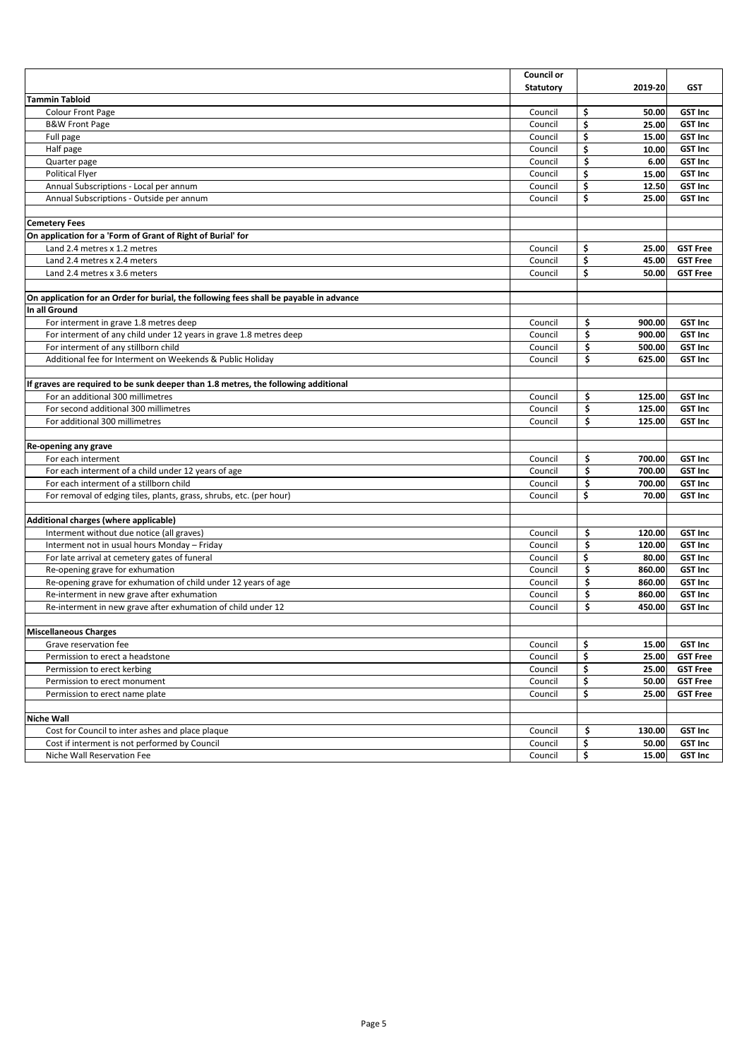| | Council or Statutory | 2019-20 | GST |
|---|---|---|---|
| **Tammin Tabloid** | | | |
| Colour Front Page | Council | $ 50.00 | GST Inc |
| B&W Front Page | Council | $ 25.00 | GST Inc |
| Full page | Council | $ 15.00 | GST Inc |
| Half page | Council | $ 10.00 | GST Inc |
| Quarter page | Council | $ 6.00 | GST Inc |
| Political Flyer | Council | $ 15.00 | GST Inc |
| Annual Subscriptions - Local per annum | Council | $ 12.50 | GST Inc |
| Annual Subscriptions - Outside per annum | Council | $ 25.00 | GST Inc |
| | | | |
| **Cemetery Fees** | | | |
| **On application for a 'Form of Grant of Right of Burial' for** | | | |
| Land 2.4 metres x 1.2 metres | Council | $ 25.00 | GST Free |
| Land 2.4 metres x 2.4 meters | Council | $ 45.00 | GST Free |
| Land 2.4 metres x 3.6 meters | Council | $ 50.00 | GST Free |
| | | | |
| **On application for an Order for burial, the following fees shall be payable in advance** | | | |
| **In all Ground** | | | |
| For interment in grave 1.8 metres deep | Council | $ 900.00 | GST Inc |
| For interment of any child under 12 years in grave 1.8 metres deep | Council | $ 900.00 | GST Inc |
| For interment of any stillborn child | Council | $ 500.00 | GST Inc |
| Additional fee for Interment on Weekends & Public Holiday | Council | $ 625.00 | GST Inc |
| | | | |
| **If graves are required to be sunk deeper than 1.8 metres, the following additional** | | | |
| For an additional 300 millimetres | Council | $ 125.00 | GST Inc |
| For second additional 300 millimetres | Council | $ 125.00 | GST Inc |
| For additional 300 millimetres | Council | $ 125.00 | GST Inc |
| | | | |
| **Re-opening any grave** | | | |
| For each interment | Council | $ 700.00 | GST Inc |
| For each interment of a child under 12 years of age | Council | $ 700.00 | GST Inc |
| For each interment of a stillborn child | Council | $ 700.00 | GST Inc |
| For removal of edging tiles, plants, grass, shrubs, etc. (per hour) | Council | $ 70.00 | GST Inc |
| | | | |
| **Additional charges (where applicable)** | | | |
| Interment without due notice (all graves) | Council | $ 120.00 | GST Inc |
| Interment not in usual hours Monday – Friday | Council | $ 120.00 | GST Inc |
| For late arrival at cemetery gates of funeral | Council | $ 80.00 | GST Inc |
| Re-opening grave for exhumation | Council | $ 860.00 | GST Inc |
| Re-opening grave for exhumation of child under 12 years of age | Council | $ 860.00 | GST Inc |
| Re-interment in new grave after exhumation | Council | $ 860.00 | GST Inc |
| Re-interment in new grave after exhumation of child under 12 | Council | $ 450.00 | GST Inc |
| | | | |
| **Miscellaneous Charges** | | | |
| Grave reservation fee | Council | $ 15.00 | GST Inc |
| Permission to erect a headstone | Council | $ 25.00 | GST Free |
| Permission to erect kerbing | Council | $ 25.00 | GST Free |
| Permission to erect monument | Council | $ 50.00 | GST Free |
| Permission to erect name plate | Council | $ 25.00 | GST Free |
| | | | |
| **Niche Wall** | | | |
| Cost for Council to inter ashes and place plaque | Council | $ 130.00 | GST Inc |
| Cost if interment is not performed by Council | Council | $ 50.00 | GST Inc |
| Niche Wall Reservation Fee | Council | $ 15.00 | GST Inc |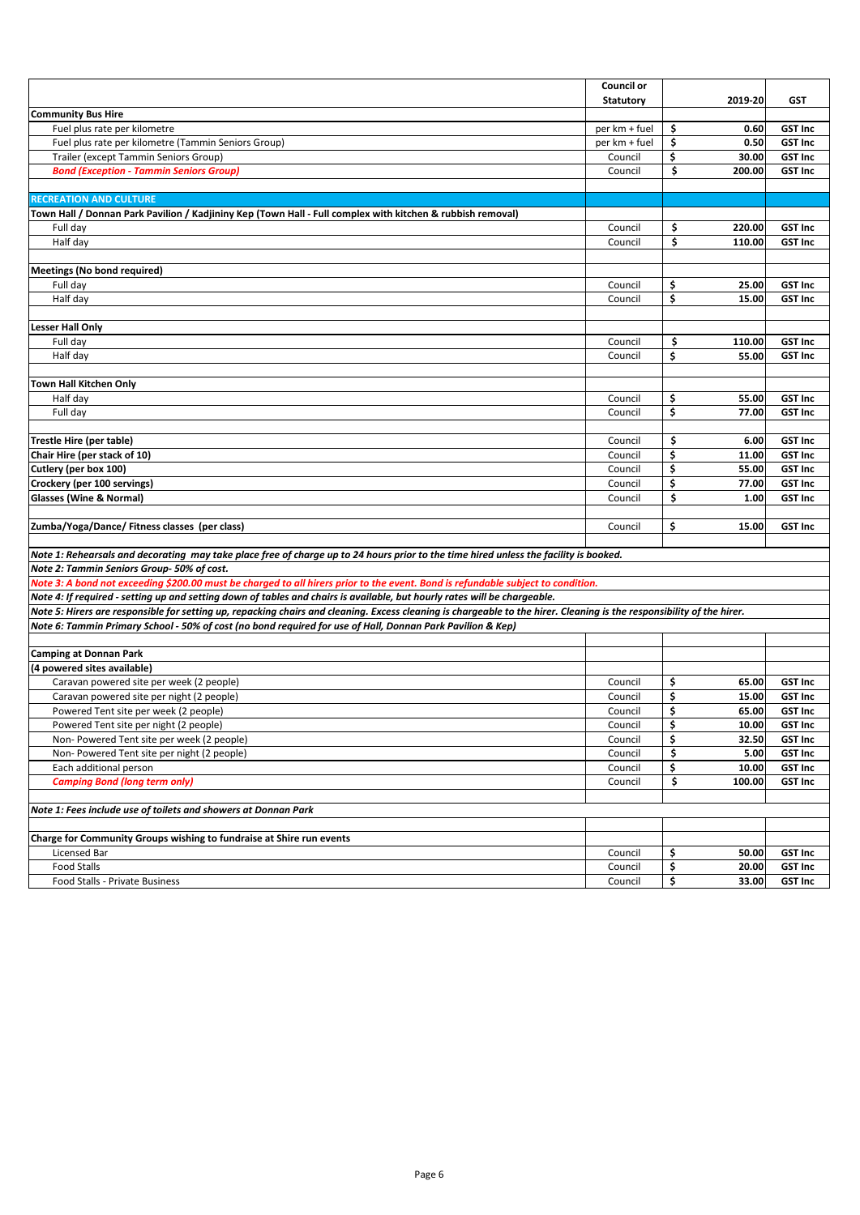| | Council or Statutory | 2019-20 | GST |
|---|---|---|---|
| **Community Bus Hire** | | | |
| Fuel plus rate per kilometre | per km + fuel | $ 0.60 | **GST Inc** |
| Fuel plus rate per kilometre (Tammin Seniors Group) | per km + fuel | $ 0.50 | **GST Inc** |
| Trailer (except Tammin Seniors Group) | Council | $ 30.00 | **GST Inc** |
| ***Bond (Exception - Tammin Seniors Group)*** | Council | $ 200.00 | **GST Inc** |
| | | | |
| **RECREATION AND CULTURE** | | | |
| **Town Hall / Donnan Park Pavilion / Kadjininy Kep (Town Hall - Full complex with kitchen & rubbish removal)** | | | |
| Full day | Council | $ 220.00 | **GST Inc** |
| Half day | Council | $ 110.00 | **GST Inc** |
| | | | |
| **Meetings (No bond required)** | | | |
| Full day | Council | $ 25.00 | **GST Inc** |
| Half day | Council | $ 15.00 | **GST Inc** |
| | | | |
| **Lesser Hall Only** | | | |
| Full day | Council | $ 110.00 | **GST Inc** |
| Half day | Council | $ 55.00 | **GST Inc** |
| | | | |
| **Town Hall Kitchen Only** | | | |
| Half day | Council | $ 55.00 | **GST Inc** |
| Full day | Council | $ 77.00 | **GST Inc** |
| | | | |
| **Trestle Hire (per table)** | Council | $ 6.00 | **GST Inc** |
| **Chair Hire (per stack of 10)** | Council | $ 11.00 | **GST Inc** |
| **Cutlery (per box 100)** | Council | $ 55.00 | **GST Inc** |
| **Crockery (per 100 servings)** | Council | $ 77.00 | **GST Inc** |
| **Glasses (Wine & Normal)** | Council | $ 1.00 | **GST Inc** |
| | | | |
| **Zumba/Yoga/Dance/ Fitness classes (per class)** | Council | $ 15.00 | **GST Inc** |
| | | | |
| ***Note 1: Rehearsals and decorating may take place free of charge up to 24 hours prior to the time hired unless the facility is booked.*** | | | |
| ***Note 2: Tammin Seniors Group- 50% of cost.*** | | | |
| ***Note 3: A bond not exceeding $200.00 must be charged to all hirers prior to the event. Bond is refundable subject to condition.*** | | | |
| ***Note 4: If required - setting up and setting down of tables and chairs is available, but hourly rates will be chargeable.*** | | | |
| ***Note 5: Hirers are responsible for setting up, repacking chairs and cleaning. Excess cleaning is chargeable to the hirer. Cleaning is the responsibility of the hirer.*** | | | |
| ***Note 6: Tammin Primary School - 50% of cost (no bond required for use of Hall, Donnan Park Pavilion & Kep)*** | | | |
| | | | |
| **Camping at Donnan Park** | | | |
| **(4 powered sites available)** | | | |
| Caravan powered site per week (2 people) | Council | $ 65.00 | **GST Inc** |
| Caravan powered site per night (2 people) | Council | $ 15.00 | **GST Inc** |
| Powered Tent site per week (2 people) | Council | $ 65.00 | **GST Inc** |
| Powered Tent site per night (2 people) | Council | $ 10.00 | **GST Inc** |
| Non- Powered Tent site per week (2 people) | Council | $ 32.50 | **GST Inc** |
| Non- Powered Tent site per night (2 people) | Council | $ 5.00 | **GST Inc** |
| Each additional person | Council | $ 10.00 | **GST Inc** |
| ***Camping Bond (long term only)*** | Council | $ 100.00 | **GST Inc** |
| | | | |
| ***Note 1: Fees include use of toilets and showers at Donnan Park*** | | | |
| | | | |
| **Charge for Community Groups wishing to fundraise at Shire run events** | | | |
| Licensed Bar | Council | $ 50.00 | **GST Inc** |
| Food Stalls | Council | $ 20.00 | **GST Inc** |
| Food Stalls - Private Business | Council | $ 33.00 | **GST Inc** |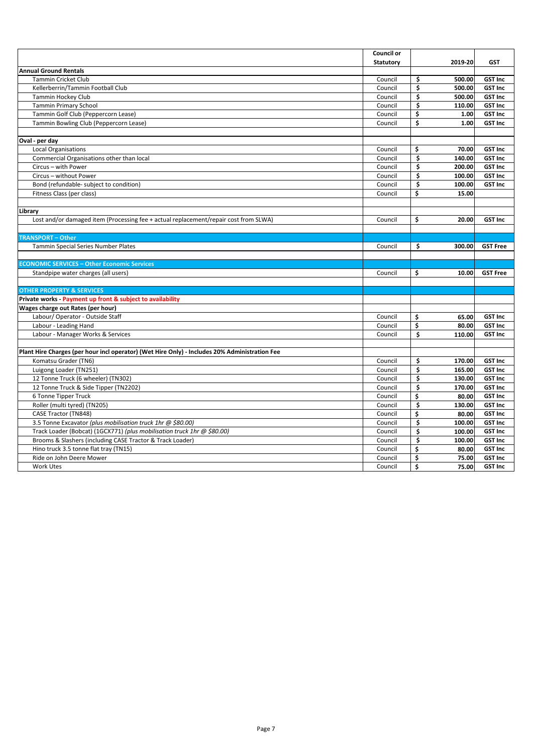| | Council or Statutory | 2019-20 | GST |
|---|---|---|---|
| **Annual Ground Rentals** | | | |
| Tammin Cricket Club | Council | $ 500.00 | GST Inc |
| Kellerberrin/Tammin Football Club | Council | $ 500.00 | GST Inc |
| Tammin Hockey Club | Council | $ 500.00 | GST Inc |
| Tammin Primary School | Council | $ 110.00 | GST Inc |
| Tammin Golf Club (Peppercorn Lease) | Council | $ 1.00 | GST Inc |
| Tammin Bowling Club (Peppercorn Lease) | Council | $ 1.00 | GST Inc |
| | | | |
| **Oval - per day** | | | |
| Local Organisations | Council | $ 70.00 | GST Inc |
| Commercial Organisations other than local | Council | $ 140.00 | GST Inc |
| Circus – with Power | Council | $ 200.00 | GST Inc |
| Circus – without Power | Council | $ 100.00 | GST Inc |
| Bond (refundable- subject to condition) | Council | $ 100.00 | GST Inc |
| Fitness Class (per class) | Council | $ 15.00 | |
| | | | |
| **Library** | | | |
| Lost and/or damaged item (Processing fee + actual replacement/repair cost from SLWA) | Council | $ 20.00 | GST Inc |
| | | | |
| **TRANSPORT – Other** | | | |
| Tammin Special Series Number Plates | Council | $ 300.00 | GST Free |
| | | | |
| **ECONOMIC SERVICES – Other Economic Services** | | | |
| Standpipe water charges (all users) | Council | $ 10.00 | GST Free |
| | | | |
| **OTHER PROPERTY & SERVICES** | | | |
| **Private works - Payment up front & subject to availability** | | | |
| **Wages charge out Rates (per hour)** | | | |
| Labour/ Operator - Outside Staff | Council | $ 65.00 | GST Inc |
| Labour - Leading Hand | Council | $ 80.00 | GST Inc |
| Labour - Manager Works & Services | Council | $ 110.00 | GST Inc |
| | | | |
| **Plant Hire Charges (per hour incl operator) (Wet Hire Only) - Includes 20% Administration Fee** | | | |
| Komatsu Grader (TN6) | Council | $ 170.00 | GST Inc |
| Luigong Loader (TN251) | Council | $ 165.00 | GST Inc |
| 12 Tonne Truck (6 wheeler) (TN302) | Council | $ 130.00 | GST Inc |
| 12 Tonne Truck & Side Tipper (TN2202) | Council | $ 170.00 | GST Inc |
| 6 Tonne Tipper Truck | Council | $ 80.00 | GST Inc |
| Roller (multi tyred) (TN205) | Council | $ 130.00 | GST Inc |
| CASE Tractor (TN848) | Council | $ 80.00 | GST Inc |
| 3.5 Tonne Excavator *(plus mobilisation truck 1hr @ $80.00)* | Council | $ 100.00 | GST Inc |
| Track Loader (Bobcat) (1GCX771) *(plus mobilisation truck 1hr @ $80.00)* | Council | $ 100.00 | GST Inc |
| Brooms & Slashers (including CASE Tractor & Track Loader) | Council | $ 100.00 | GST Inc |
| Hino truck 3.5 tonne flat tray (TN15) | Council | $ 80.00 | GST Inc |
| Ride on John Deere Mower | Council | $ 75.00 | GST Inc |
| Work Utes | Council | $ 75.00 | GST Inc |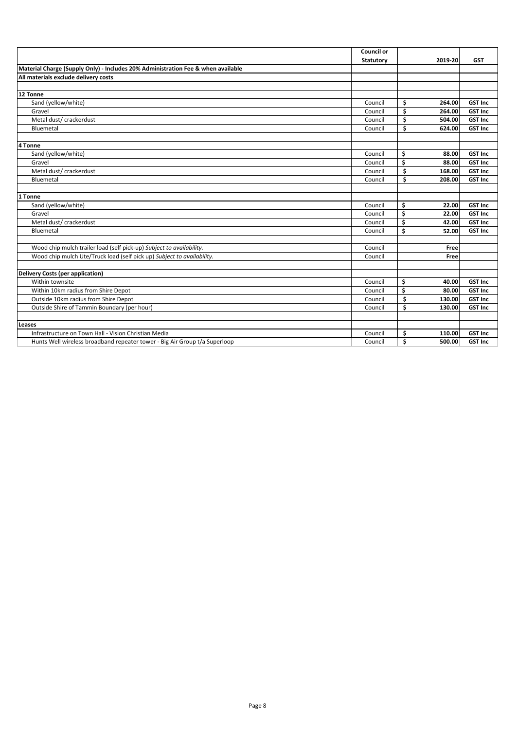| | Council or Statutory | 2019-20 | GST |
|---|---|---|---|
| **Material Charge (Supply Only) - Includes 20% Administration Fee & when available** | | | |
| **All materials exclude delivery costs** | | | |
| | | | |
| **12 Tonne** | | | |
| Sand (yellow/white) | Council | $ 264.00 | GST Inc |
| Gravel | Council | $ 264.00 | GST Inc |
| Metal dust/ crackerdust | Council | $ 504.00 | GST Inc |
| Bluemetal | Council | $ 624.00 | GST Inc |
| | | | |
| **4 Tonne** | | | |
| Sand (yellow/white) | Council | $ 88.00 | GST Inc |
| Gravel | Council | $ 88.00 | GST Inc |
| Metal dust/ crackerdust | Council | $ 168.00 | GST Inc |
| Bluemetal | Council | $ 208.00 | GST Inc |
| | | | |
| **1 Tonne** | | | |
| Sand (yellow/white) | Council | $ 22.00 | GST Inc |
| Gravel | Council | $ 22.00 | GST Inc |
| Metal dust/ crackerdust | Council | $ 42.00 | GST Inc |
| Bluemetal | Council | $ 52.00 | GST Inc |
| | | | |
| Wood chip mulch trailer load (self pick-up) *Subject to availability.* | Council | Free | |
| Wood chip mulch Ute/Truck load (self pick up) *Subject to availability.* | Council | Free | |
| | | | |
| **Delivery Costs (per application)** | | | |
| Within townsite | Council | $ 40.00 | GST Inc |
| Within 10km radius from Shire Depot | Council | $ 80.00 | GST Inc |
| Outside 10km radius from Shire Depot | Council | $ 130.00 | GST Inc |
| Outside Shire of Tammin Boundary (per hour) | Council | $ 130.00 | GST Inc |
| | | | |
| **Leases** | | | |
| Infrastructure on Town Hall - Vision Christian Media | Council | $ 110.00 | GST Inc |
| Hunts Well wireless broadband repeater tower - Big Air Group t/a Superloop | Council | $ 500.00 | GST Inc |